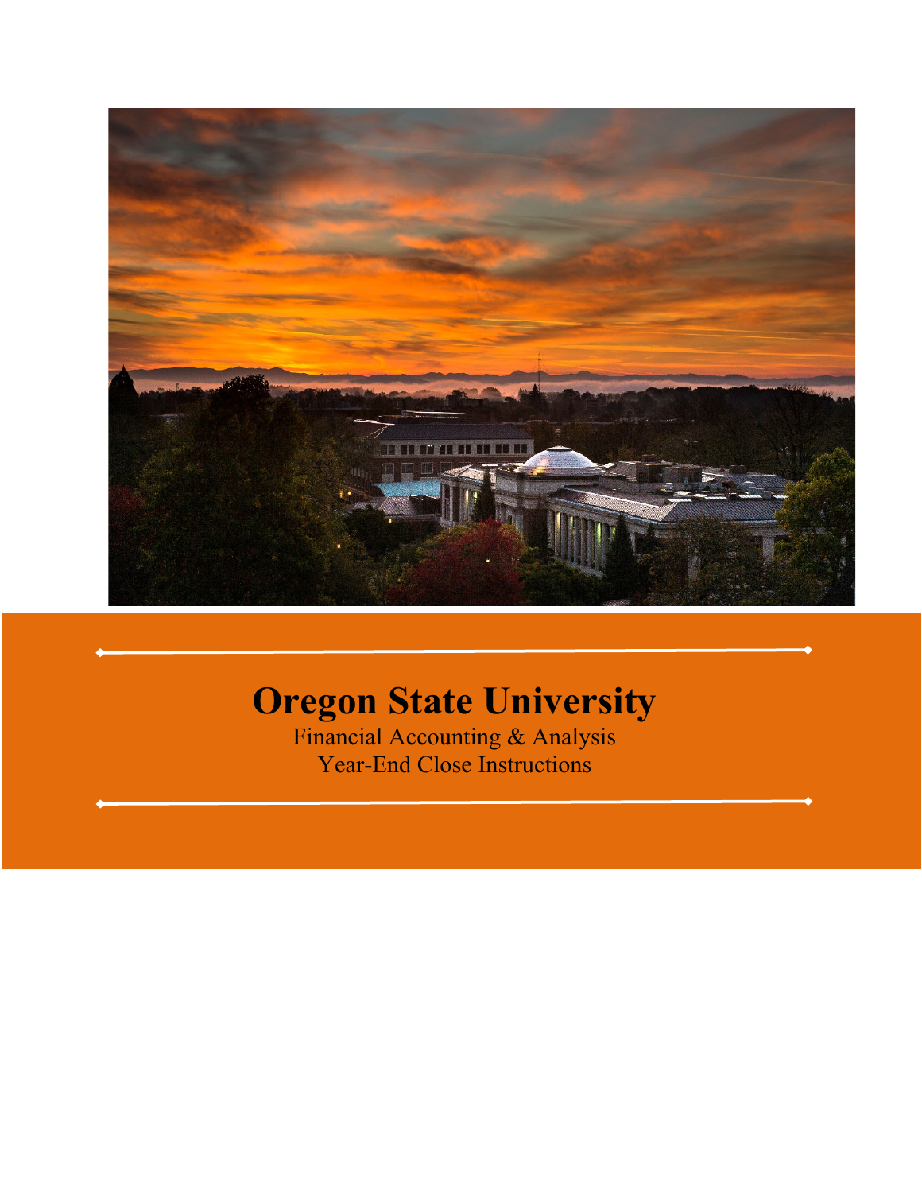# Oregon State University

Financial Accounting & Analysis
Year-End Close Instructions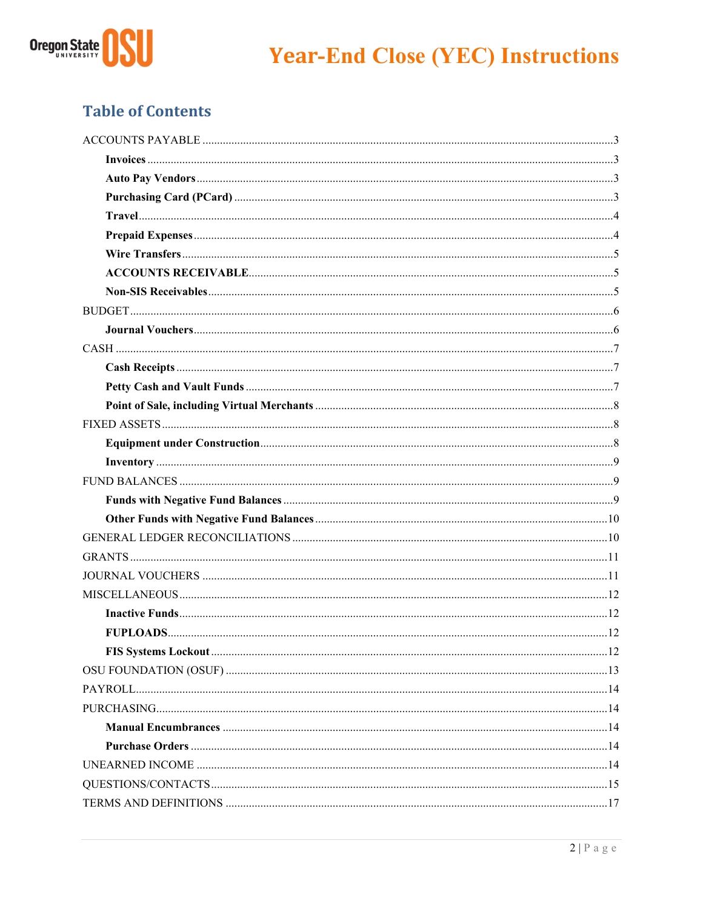## Table of Contents

ACCOUNTS PAYABLE ....................................................................................................3

- **Invoices** ....................................................................................................3
- **Auto Pay Vendors** ....................................................................................................3
- **Purchasing Card (PCard)** ....................................................................................................3
- **Travel** ....................................................................................................4
- **Prepaid Expenses** ....................................................................................................4
- **Wire Transfers** ....................................................................................................5
- **ACCOUNTS RECEIVABLE** ....................................................................................................5
- **Non-SIS Receivables** ....................................................................................................5

BUDGET ....................................................................................................6

- **Journal Vouchers** ....................................................................................................6

CASH ....................................................................................................7

- **Cash Receipts** ....................................................................................................7
- **Petty Cash and Vault Funds** ....................................................................................................7
- **Point of Sale, including Virtual Merchants** ....................................................................................................8

FIXED ASSETS ....................................................................................................8

- **Equipment under Construction** ....................................................................................................8
- **Inventory** ....................................................................................................9

FUND BALANCES ....................................................................................................9

- **Funds with Negative Fund Balances** ....................................................................................................9
- **Other Funds with Negative Fund Balances** ....................................................................................................10

GENERAL LEDGER RECONCILIATIONS ....................................................................................................10

GRANTS ....................................................................................................11

JOURNAL VOUCHERS ....................................................................................................11

MISCELLANEOUS ....................................................................................................12

- **Inactive Funds** ....................................................................................................12
- **FUPLOADS** ....................................................................................................12
- **FIS Systems Lockout** ....................................................................................................12

OSU FOUNDATION (OSUF) ....................................................................................................13

PAYROLL ....................................................................................................14

PURCHASING ....................................................................................................14

- **Manual Encumbrances** ....................................................................................................14
- **Purchase Orders** ....................................................................................................14

UNEARNED INCOME ....................................................................................................14

QUESTIONS/CONTACTS ....................................................................................................15

TERMS AND DEFINITIONS ....................................................................................................17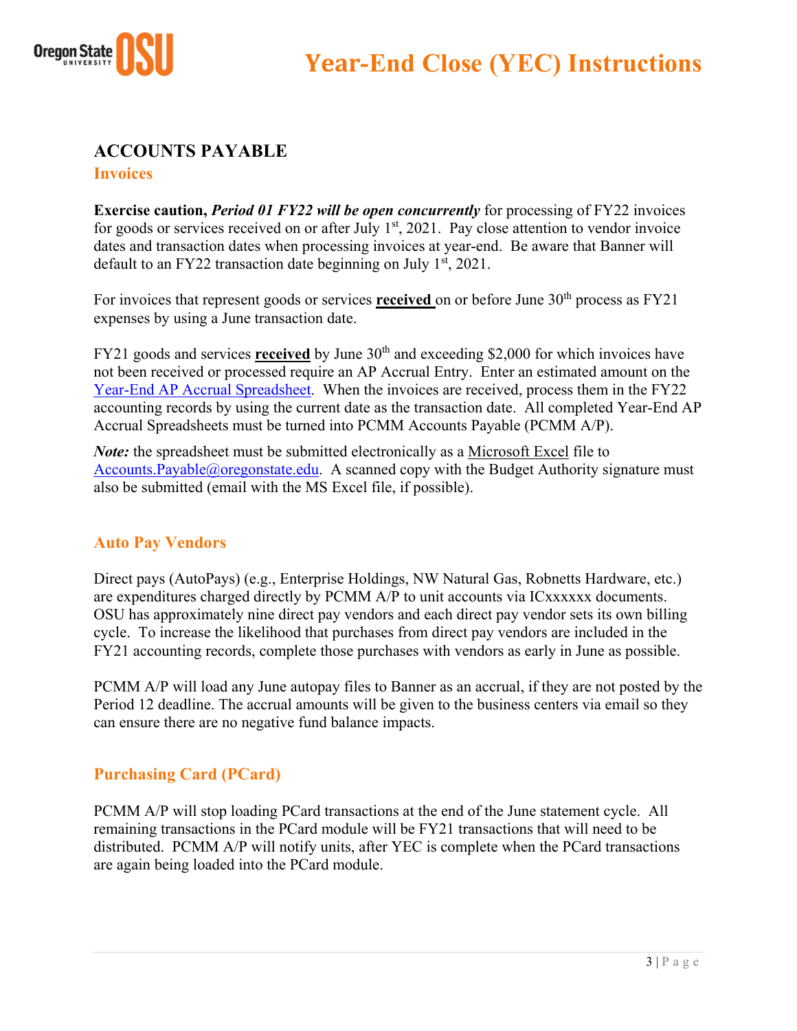## ACCOUNTS PAYABLE

### Invoices

**Exercise caution, *Period 01 FY22 will be open concurrently*** for processing of FY22 invoices for goods or services received on or after July 1st, 2021. Pay close attention to vendor invoice dates and transaction dates when processing invoices at year-end. Be aware that Banner will default to an FY22 transaction date beginning on July 1st, 2021.

For invoices that represent goods or services **received** on or before June 30th process as FY21 expenses by using a June transaction date.

FY21 goods and services **received** by June 30th and exceeding $2,000 for which invoices have not been received or processed require an AP Accrual Entry. Enter an estimated amount on the Year-End AP Accrual Spreadsheet. When the invoices are received, process them in the FY22 accounting records by using the current date as the transaction date. All completed Year-End AP Accrual Spreadsheets must be turned into PCMM Accounts Payable (PCMM A/P).

***Note:*** the spreadsheet must be submitted electronically as a Microsoft Excel file to Accounts.Payable@oregonstate.edu. A scanned copy with the Budget Authority signature must also be submitted (email with the MS Excel file, if possible).

### Auto Pay Vendors

Direct pays (AutoPays) (e.g., Enterprise Holdings, NW Natural Gas, Robnetts Hardware, etc.) are expenditures charged directly by PCMM A/P to unit accounts via ICxxxxxx documents. OSU has approximately nine direct pay vendors and each direct pay vendor sets its own billing cycle. To increase the likelihood that purchases from direct pay vendors are included in the FY21 accounting records, complete those purchases with vendors as early in June as possible.

PCMM A/P will load any June autopay files to Banner as an accrual, if they are not posted by the Period 12 deadline. The accrual amounts will be given to the business centers via email so they can ensure there are no negative fund balance impacts.

### Purchasing Card (PCard)

PCMM A/P will stop loading PCard transactions at the end of the June statement cycle. All remaining transactions in the PCard module will be FY21 transactions that will need to be distributed. PCMM A/P will notify units, after YEC is complete when the PCard transactions are again being loaded into the PCard module.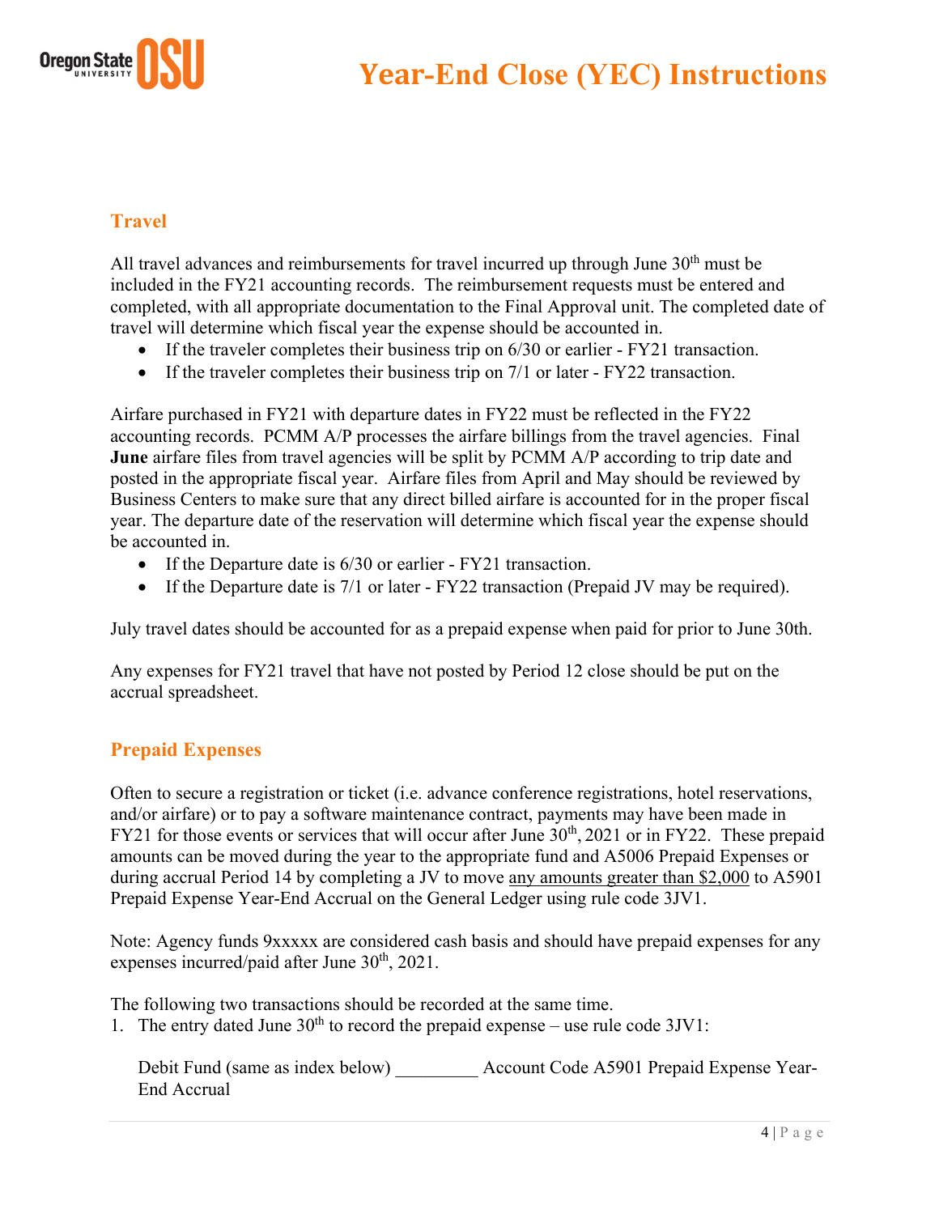## Travel

All travel advances and reimbursements for travel incurred up through June 30th must be included in the FY21 accounting records. The reimbursement requests must be entered and completed, with all appropriate documentation to the Final Approval unit. The completed date of travel will determine which fiscal year the expense should be accounted in.

- If the traveler completes their business trip on 6/30 or earlier - FY21 transaction.
- If the traveler completes their business trip on 7/1 or later - FY22 transaction.

Airfare purchased in FY21 with departure dates in FY22 must be reflected in the FY22 accounting records. PCMM A/P processes the airfare billings from the travel agencies. Final **June** airfare files from travel agencies will be split by PCMM A/P according to trip date and posted in the appropriate fiscal year. Airfare files from April and May should be reviewed by Business Centers to make sure that any direct billed airfare is accounted for in the proper fiscal year. The departure date of the reservation will determine which fiscal year the expense should be accounted in.

- If the Departure date is 6/30 or earlier - FY21 transaction.
- If the Departure date is 7/1 or later - FY22 transaction (Prepaid JV may be required).

July travel dates should be accounted for as a prepaid expense when paid for prior to June 30th.

Any expenses for FY21 travel that have not posted by Period 12 close should be put on the accrual spreadsheet.

## Prepaid Expenses

Often to secure a registration or ticket (i.e. advance conference registrations, hotel reservations, and/or airfare) or to pay a software maintenance contract, payments may have been made in FY21 for those events or services that will occur after June 30th, 2021 or in FY22. These prepaid amounts can be moved during the year to the appropriate fund and A5006 Prepaid Expenses or during accrual Period 14 by completing a JV to move <u>any amounts greater than $2,000</u> to A5901 Prepaid Expense Year-End Accrual on the General Ledger using rule code 3JV1.

Note: Agency funds 9xxxxx are considered cash basis and should have prepaid expenses for any expenses incurred/paid after June 30th, 2021.

The following two transactions should be recorded at the same time.

1. The entry dated June 30th to record the prepaid expense – use rule code 3JV1:

   Debit Fund (same as index below) _________ Account Code A5901 Prepaid Expense Year-End Accrual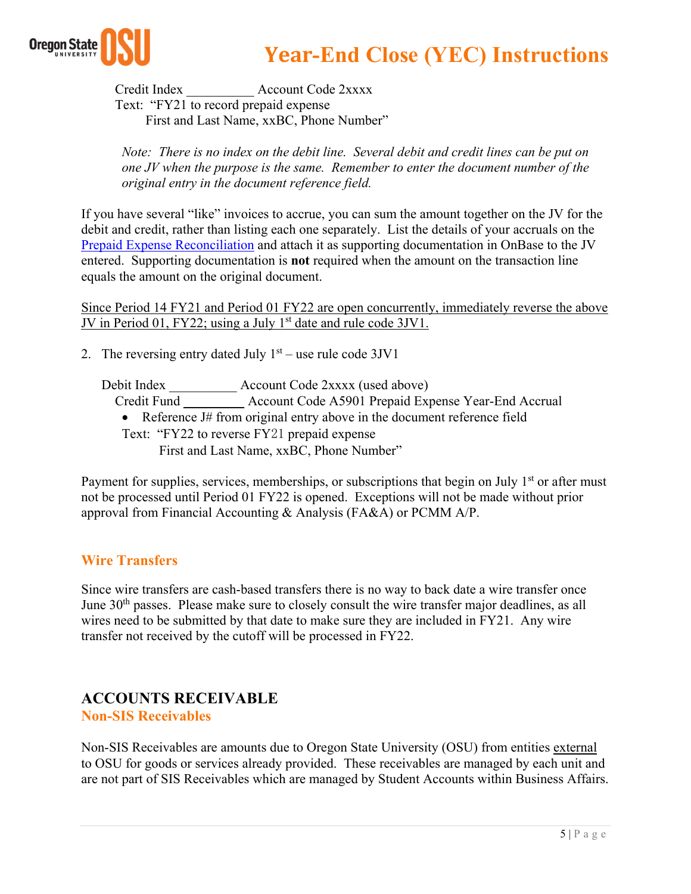Credit Index __________ Account Code 2xxxx
Text: "FY21 to record prepaid expense
First and Last Name, xxBC, Phone Number"

*Note: There is no index on the debit line. Several debit and credit lines can be put on one JV when the purpose is the same. Remember to enter the document number of the original entry in the document reference field.*

If you have several "like" invoices to accrue, you can sum the amount together on the JV for the debit and credit, rather than listing each one separately. List the details of your accruals on the [Prepaid Expense Reconciliation]() and attach it as supporting documentation in OnBase to the JV entered. Supporting documentation is **not** required when the amount on the transaction line equals the amount on the original document.

Since Period 14 FY21 and Period 01 FY22 are open concurrently, immediately reverse the above JV in Period 01, FY22; using a July 1st date and rule code 3JV1.

2. The reversing entry dated July 1st – use rule code 3JV1

   Debit Index __________ Account Code 2xxxx (used above)
   Credit Fund __________ Account Code A5901 Prepaid Expense Year-End Accrual
   - Reference J# from original entry above in the document reference field

   Text: "FY22 to reverse FY21 prepaid expense
   First and Last Name, xxBC, Phone Number"

Payment for supplies, services, memberships, or subscriptions that begin on July 1st or after must not be processed until Period 01 FY22 is opened. Exceptions will not be made without prior approval from Financial Accounting & Analysis (FA&A) or PCMM A/P.

## Wire Transfers

Since wire transfers are cash-based transfers there is no way to back date a wire transfer once June 30th passes. Please make sure to closely consult the wire transfer major deadlines, as all wires need to be submitted by that date to make sure they are included in FY21. Any wire transfer not received by the cutoff will be processed in FY22.

# ACCOUNTS RECEIVABLE

## Non-SIS Receivables

Non-SIS Receivables are amounts due to Oregon State University (OSU) from entities external to OSU for goods or services already provided. These receivables are managed by each unit and are not part of SIS Receivables which are managed by Student Accounts within Business Affairs.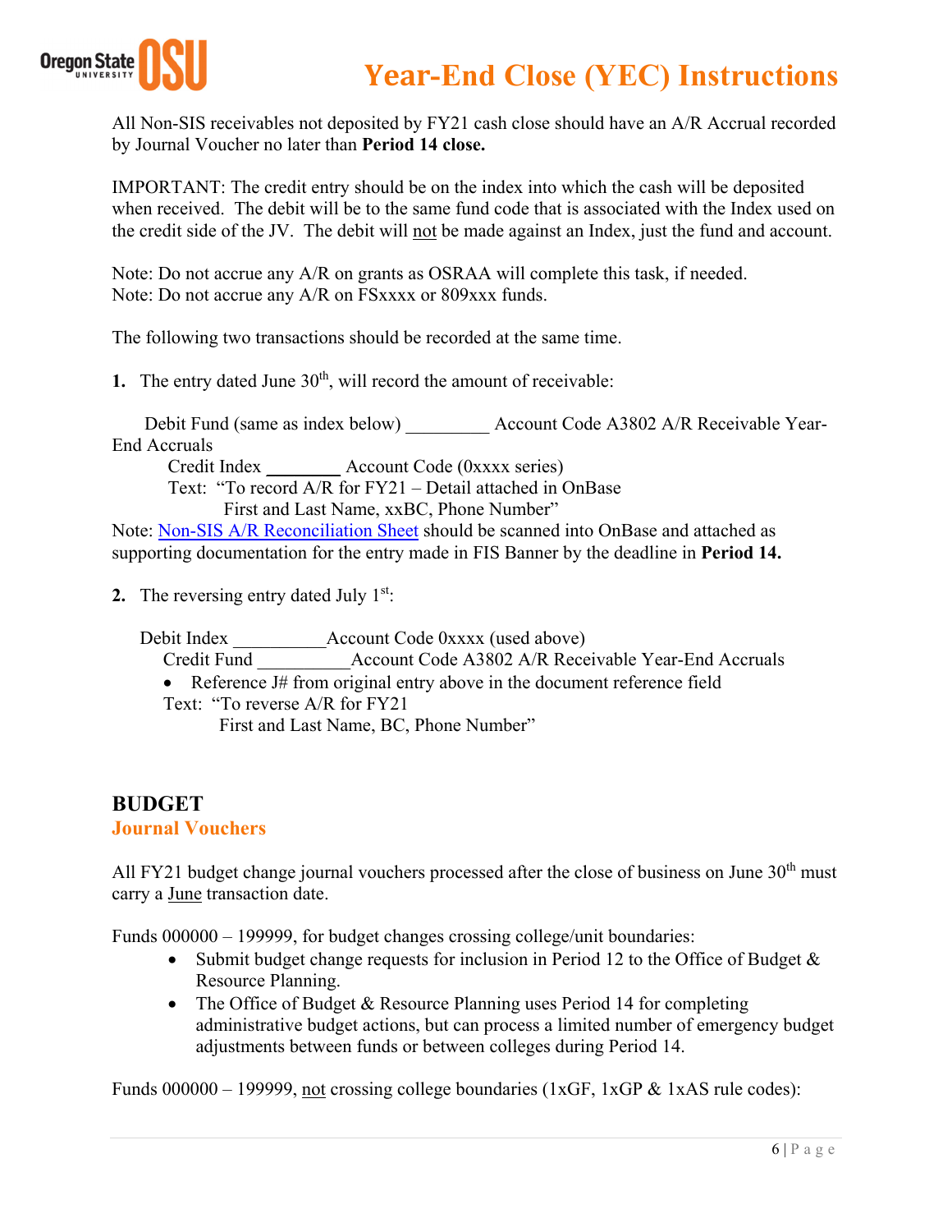All Non-SIS receivables not deposited by FY21 cash close should have an A/R Accrual recorded by Journal Voucher no later than **Period 14 close.**

IMPORTANT: The credit entry should be on the index into which the cash will be deposited when received. The debit will be to the same fund code that is associated with the Index used on the credit side of the JV. The debit will not be made against an Index, just the fund and account.

Note: Do not accrue any A/R on grants as OSRAA will complete this task, if needed.
Note: Do not accrue any A/R on FSxxxx or 809xxx funds.

The following two transactions should be recorded at the same time.

**1.** The entry dated June 30th, will record the amount of receivable:

Debit Fund (same as index below) _________ Account Code A3802 A/R Receivable Year-End Accruals
Credit Index ________ Account Code (0xxxx series)
Text: "To record A/R for FY21 – Detail attached in OnBase
First and Last Name, xxBC, Phone Number"

Note: Non-SIS A/R Reconciliation Sheet should be scanned into OnBase and attached as supporting documentation for the entry made in FIS Banner by the deadline in **Period 14.**

**2.** The reversing entry dated July 1st:

Debit Index __________Account Code 0xxxx (used above)
Credit Fund __________Account Code A3802 A/R Receivable Year-End Accruals

- Reference J# from original entry above in the document reference field

Text: "To reverse A/R for FY21
First and Last Name, BC, Phone Number"

## BUDGET

### Journal Vouchers

All FY21 budget change journal vouchers processed after the close of business on June 30th must carry a June transaction date.

Funds 000000 – 199999, for budget changes crossing college/unit boundaries:

- Submit budget change requests for inclusion in Period 12 to the Office of Budget & Resource Planning.
- The Office of Budget & Resource Planning uses Period 14 for completing administrative budget actions, but can process a limited number of emergency budget adjustments between funds or between colleges during Period 14.

Funds 000000 – 199999, not crossing college boundaries (1xGF, 1xGP & 1xAS rule codes):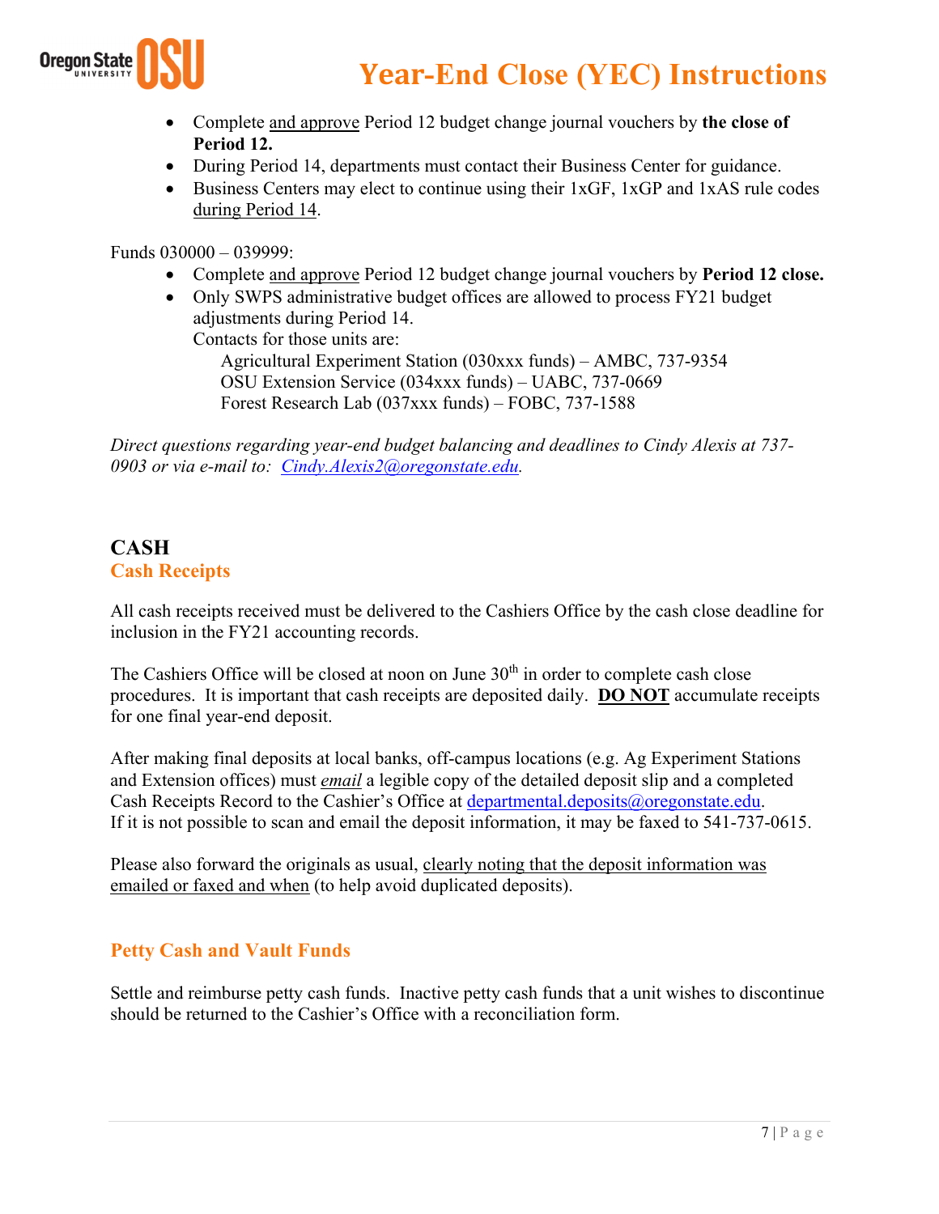- Complete <u>and approve</u> Period 12 budget change journal vouchers by **the close of Period 12.**
- During Period 14, departments must contact their Business Center for guidance.
- Business Centers may elect to continue using their 1xGF, 1xGP and 1xAS rule codes <u>during Period 14</u>.

Funds 030000 – 039999:

- Complete <u>and approve</u> Period 12 budget change journal vouchers by **Period 12 close.**
- Only SWPS administrative budget offices are allowed to process FY21 budget adjustments during Period 14.
  Contacts for those units are:
  - Agricultural Experiment Station (030xxx funds) – AMBC, 737-9354
  - OSU Extension Service (034xxx funds) – UABC, 737-0669
  - Forest Research Lab (037xxx funds) – FOBC, 737-1588

*Direct questions regarding year-end budget balancing and deadlines to Cindy Alexis at 737-0903 or via e-mail to: [Cindy.Alexis2@oregonstate.edu](mailto:Cindy.Alexis2@oregonstate.edu).*

## CASH

### Cash Receipts

All cash receipts received must be delivered to the Cashiers Office by the cash close deadline for inclusion in the FY21 accounting records.

The Cashiers Office will be closed at noon on June 30th in order to complete cash close procedures. It is important that cash receipts are deposited daily. **<u>DO NOT</u>** accumulate receipts for one final year-end deposit.

After making final deposits at local banks, off-campus locations (e.g. Ag Experiment Stations and Extension offices) must <u>*email*</u> a legible copy of the detailed deposit slip and a completed Cash Receipts Record to the Cashier's Office at [departmental.deposits@oregonstate.edu](mailto:departmental.deposits@oregonstate.edu). If it is not possible to scan and email the deposit information, it may be faxed to 541-737-0615.

Please also forward the originals as usual, <u>clearly noting that the deposit information was emailed or faxed and when</u> (to help avoid duplicated deposits).

### Petty Cash and Vault Funds

Settle and reimburse petty cash funds. Inactive petty cash funds that a unit wishes to discontinue should be returned to the Cashier's Office with a reconciliation form.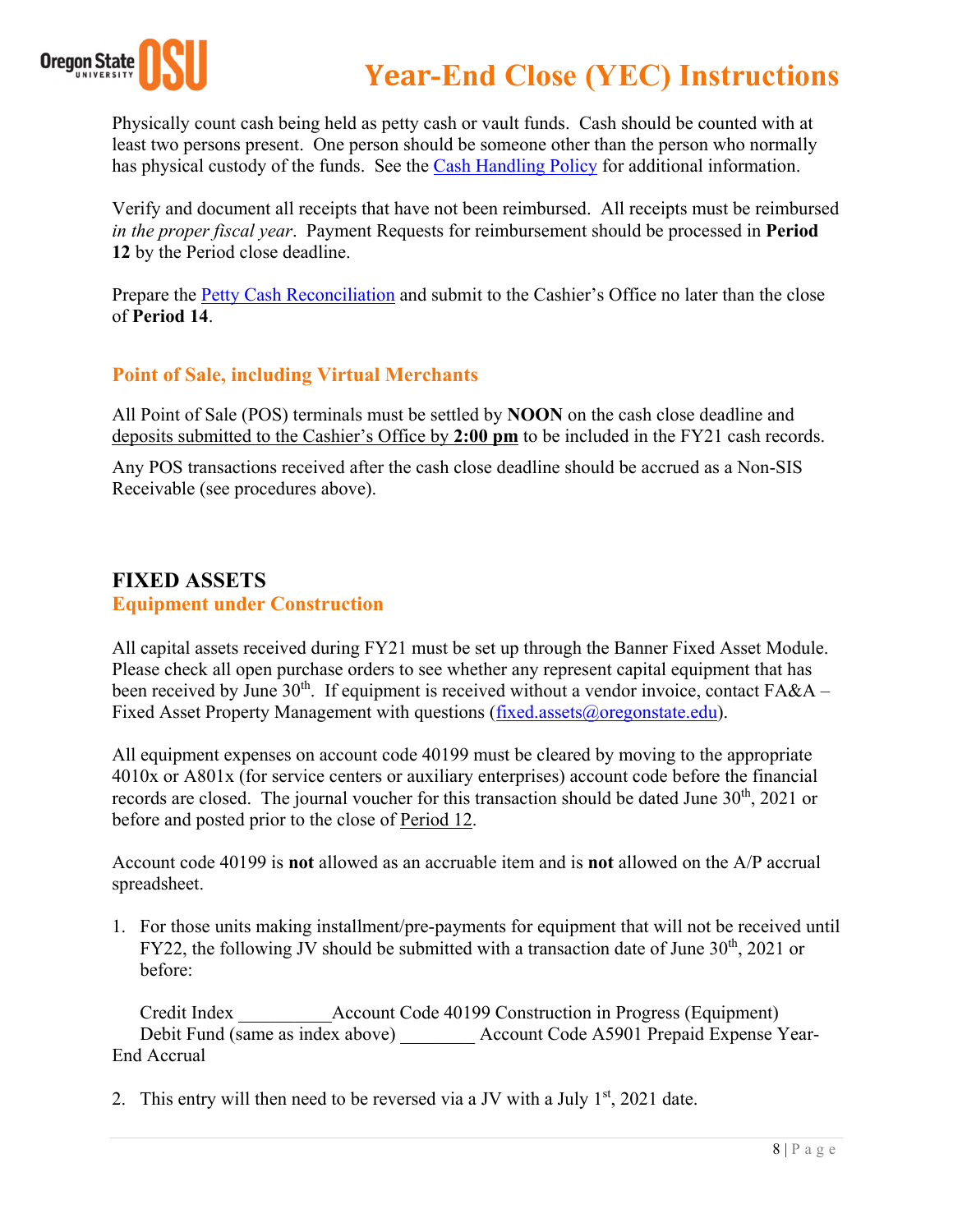Physically count cash being held as petty cash or vault funds. Cash should be counted with at least two persons present. One person should be someone other than the person who normally has physical custody of the funds. See the Cash Handling Policy for additional information.

Verify and document all receipts that have not been reimbursed. All receipts must be reimbursed *in the proper fiscal year*. Payment Requests for reimbursement should be processed in **Period 12** by the Period close deadline.

Prepare the Petty Cash Reconciliation and submit to the Cashier's Office no later than the close of **Period 14**.

### Point of Sale, including Virtual Merchants

All Point of Sale (POS) terminals must be settled by **NOON** on the cash close deadline and deposits submitted to the Cashier's Office by **2:00 pm** to be included in the FY21 cash records.

Any POS transactions received after the cash close deadline should be accrued as a Non-SIS Receivable (see procedures above).

## FIXED ASSETS

### Equipment under Construction

All capital assets received during FY21 must be set up through the Banner Fixed Asset Module. Please check all open purchase orders to see whether any represent capital equipment that has been received by June 30th. If equipment is received without a vendor invoice, contact FA&A – Fixed Asset Property Management with questions (fixed.assets@oregonstate.edu).

All equipment expenses on account code 40199 must be cleared by moving to the appropriate 4010x or A801x (for service centers or auxiliary enterprises) account code before the financial records are closed. The journal voucher for this transaction should be dated June 30th, 2021 or before and posted prior to the close of Period 12.

Account code 40199 is **not** allowed as an accruable item and is **not** allowed on the A/P accrual spreadsheet.

1. For those units making installment/pre-payments for equipment that will not be received until FY22, the following JV should be submitted with a transaction date of June 30th, 2021 or before:

   Credit Index __________Account Code 40199 Construction in Progress (Equipment)
   Debit Fund (same as index above) ________ Account Code A5901 Prepaid Expense Year-End Accrual

2. This entry will then need to be reversed via a JV with a July 1st, 2021 date.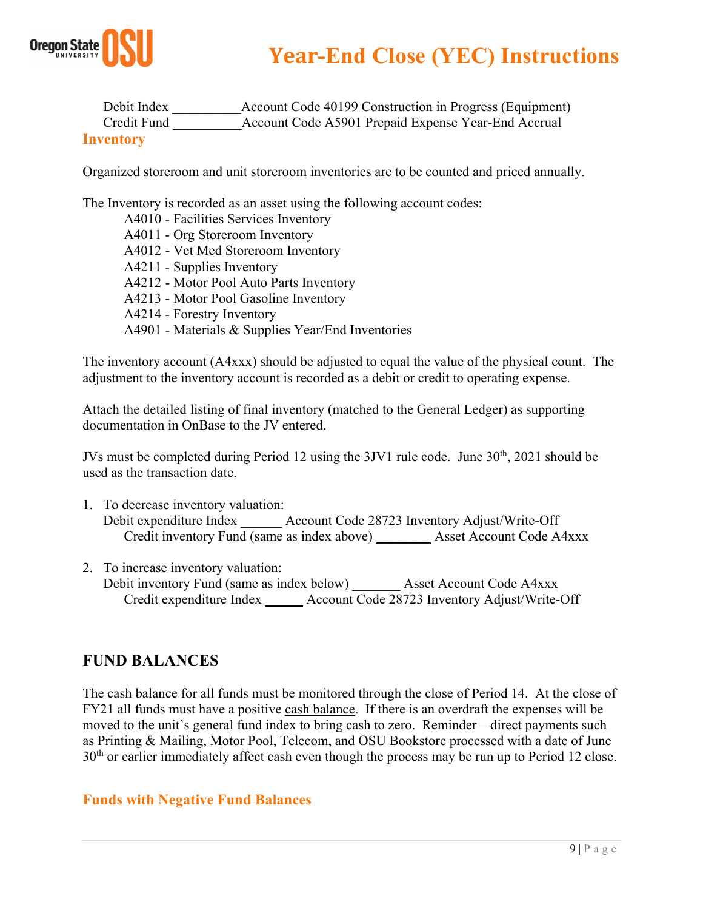Debit Index __________ Account Code 40199 Construction in Progress (Equipment)
Credit Fund __________ Account Code A5901 Prepaid Expense Year-End Accrual

### Inventory

Organized storeroom and unit storeroom inventories are to be counted and priced annually.

The Inventory is recorded as an asset using the following account codes:

- A4010 - Facilities Services Inventory
- A4011 - Org Storeroom Inventory
- A4012 - Vet Med Storeroom Inventory
- A4211 - Supplies Inventory
- A4212 - Motor Pool Auto Parts Inventory
- A4213 - Motor Pool Gasoline Inventory
- A4214 - Forestry Inventory
- A4901 - Materials & Supplies Year/End Inventories

The inventory account (A4xxx) should be adjusted to equal the value of the physical count. The adjustment to the inventory account is recorded as a debit or credit to operating expense.

Attach the detailed listing of final inventory (matched to the General Ledger) as supporting documentation in OnBase to the JV entered.

JVs must be completed during Period 12 using the 3JV1 rule code. June 30th, 2021 should be used as the transaction date.

1. To decrease inventory valuation:
   Debit expenditure Index ______ Account Code 28723 Inventory Adjust/Write-Off
   Credit inventory Fund (same as index above) ________ Asset Account Code A4xxx

2. To increase inventory valuation:
   Debit inventory Fund (same as index below) _______ Asset Account Code A4xxx
   Credit expenditure Index ______ Account Code 28723 Inventory Adjust/Write-Off

## FUND BALANCES

The cash balance for all funds must be monitored through the close of Period 14. At the close of FY21 all funds must have a positive cash balance. If there is an overdraft the expenses will be moved to the unit's general fund index to bring cash to zero. Reminder – direct payments such as Printing & Mailing, Motor Pool, Telecom, and OSU Bookstore processed with a date of June 30th or earlier immediately affect cash even though the process may be run up to Period 12 close.

### Funds with Negative Fund Balances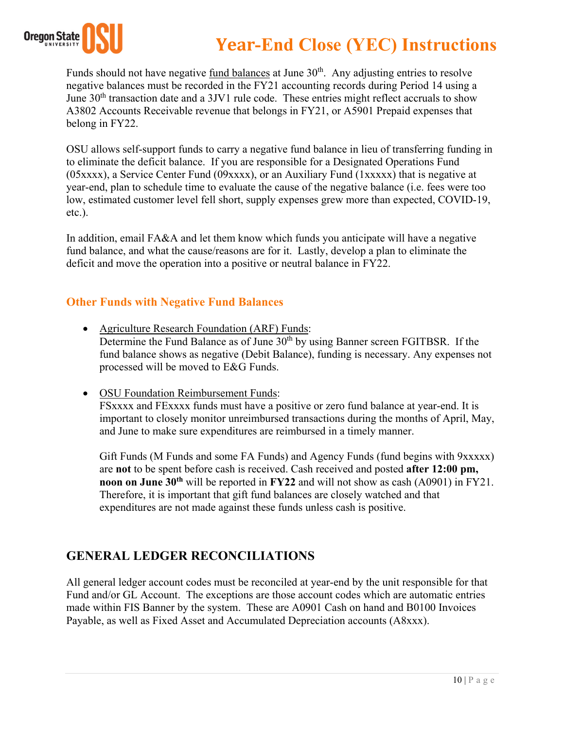Funds should not have negative fund balances at June 30th. Any adjusting entries to resolve negative balances must be recorded in the FY21 accounting records during Period 14 using a June 30th transaction date and a 3JV1 rule code. These entries might reflect accruals to show A3802 Accounts Receivable revenue that belongs in FY21, or A5901 Prepaid expenses that belong in FY22.

OSU allows self-support funds to carry a negative fund balance in lieu of transferring funding in to eliminate the deficit balance. If you are responsible for a Designated Operations Fund (05xxxx), a Service Center Fund (09xxxx), or an Auxiliary Fund (1xxxxx) that is negative at year-end, plan to schedule time to evaluate the cause of the negative balance (i.e. fees were too low, estimated customer level fell short, supply expenses grew more than expected, COVID-19, etc.).

In addition, email FA&A and let them know which funds you anticipate will have a negative fund balance, and what the cause/reasons are for it. Lastly, develop a plan to eliminate the deficit and move the operation into a positive or neutral balance in FY22.

### Other Funds with Negative Fund Balances

- Agriculture Research Foundation (ARF) Funds:
  Determine the Fund Balance as of June 30th by using Banner screen FGITBSR. If the fund balance shows as negative (Debit Balance), funding is necessary. Any expenses not processed will be moved to E&G Funds.

- OSU Foundation Reimbursement Funds:
  FSxxxx and FExxxx funds must have a positive or zero fund balance at year-end. It is important to closely monitor unreimbursed transactions during the months of April, May, and June to make sure expenditures are reimbursed in a timely manner.

  Gift Funds (M Funds and some FA Funds) and Agency Funds (fund begins with 9xxxxx) are **not** to be spent before cash is received. Cash received and posted **after 12:00 pm, noon on June 30th** will be reported in **FY22** and will not show as cash (A0901) in FY21. Therefore, it is important that gift fund balances are closely watched and that expenditures are not made against these funds unless cash is positive.

## GENERAL LEDGER RECONCILIATIONS

All general ledger account codes must be reconciled at year-end by the unit responsible for that Fund and/or GL Account. The exceptions are those account codes which are automatic entries made within FIS Banner by the system. These are A0901 Cash on hand and B0100 Invoices Payable, as well as Fixed Asset and Accumulated Depreciation accounts (A8xxx).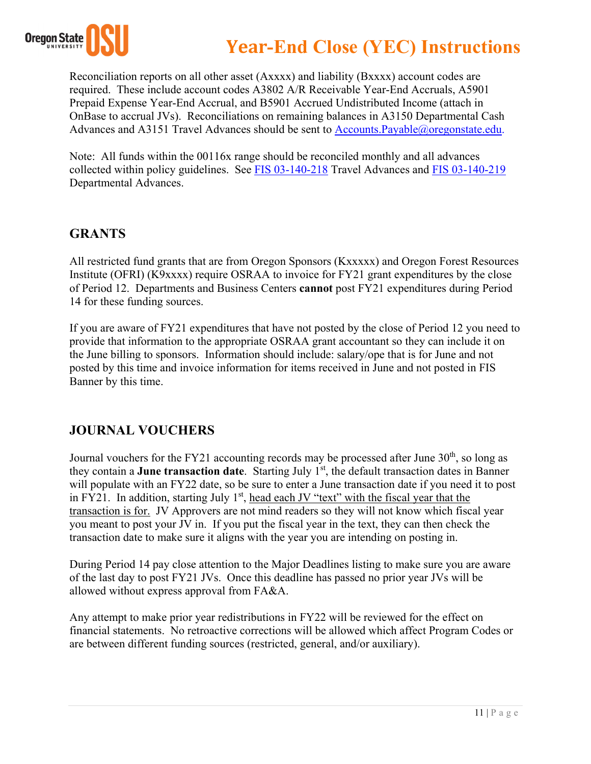Reconciliation reports on all other asset (Axxxx) and liability (Bxxxx) account codes are required. These include account codes A3802 A/R Receivable Year-End Accruals, A5901 Prepaid Expense Year-End Accrual, and B5901 Accrued Undistributed Income (attach in OnBase to accrual JVs). Reconciliations on remaining balances in A3150 Departmental Cash Advances and A3151 Travel Advances should be sent to [Accounts.Payable@oregonstate.edu](mailto:Accounts.Payable@oregonstate.edu).

Note: All funds within the 00116x range should be reconciled monthly and all advances collected within policy guidelines. See FIS 03-140-218 Travel Advances and FIS 03-140-219 Departmental Advances.

## GRANTS

All restricted fund grants that are from Oregon Sponsors (Kxxxxx) and Oregon Forest Resources Institute (OFRI) (K9xxxx) require OSRAA to invoice for FY21 grant expenditures by the close of Period 12. Departments and Business Centers **cannot** post FY21 expenditures during Period 14 for these funding sources.

If you are aware of FY21 expenditures that have not posted by the close of Period 12 you need to provide that information to the appropriate OSRAA grant accountant so they can include it on the June billing to sponsors. Information should include: salary/ope that is for June and not posted by this time and invoice information for items received in June and not posted in FIS Banner by this time.

## JOURNAL VOUCHERS

Journal vouchers for the FY21 accounting records may be processed after June 30th, so long as they contain a **June transaction date**. Starting July 1st, the default transaction dates in Banner will populate with an FY22 date, so be sure to enter a June transaction date if you need it to post in FY21. In addition, starting July 1st, head each JV "text" with the fiscal year that the transaction is for. JV Approvers are not mind readers so they will not know which fiscal year you meant to post your JV in. If you put the fiscal year in the text, they can then check the transaction date to make sure it aligns with the year you are intending on posting in.

During Period 14 pay close attention to the Major Deadlines listing to make sure you are aware of the last day to post FY21 JVs. Once this deadline has passed no prior year JVs will be allowed without express approval from FA&A.

Any attempt to make prior year redistributions in FY22 will be reviewed for the effect on financial statements. No retroactive corrections will be allowed which affect Program Codes or are between different funding sources (restricted, general, and/or auxiliary).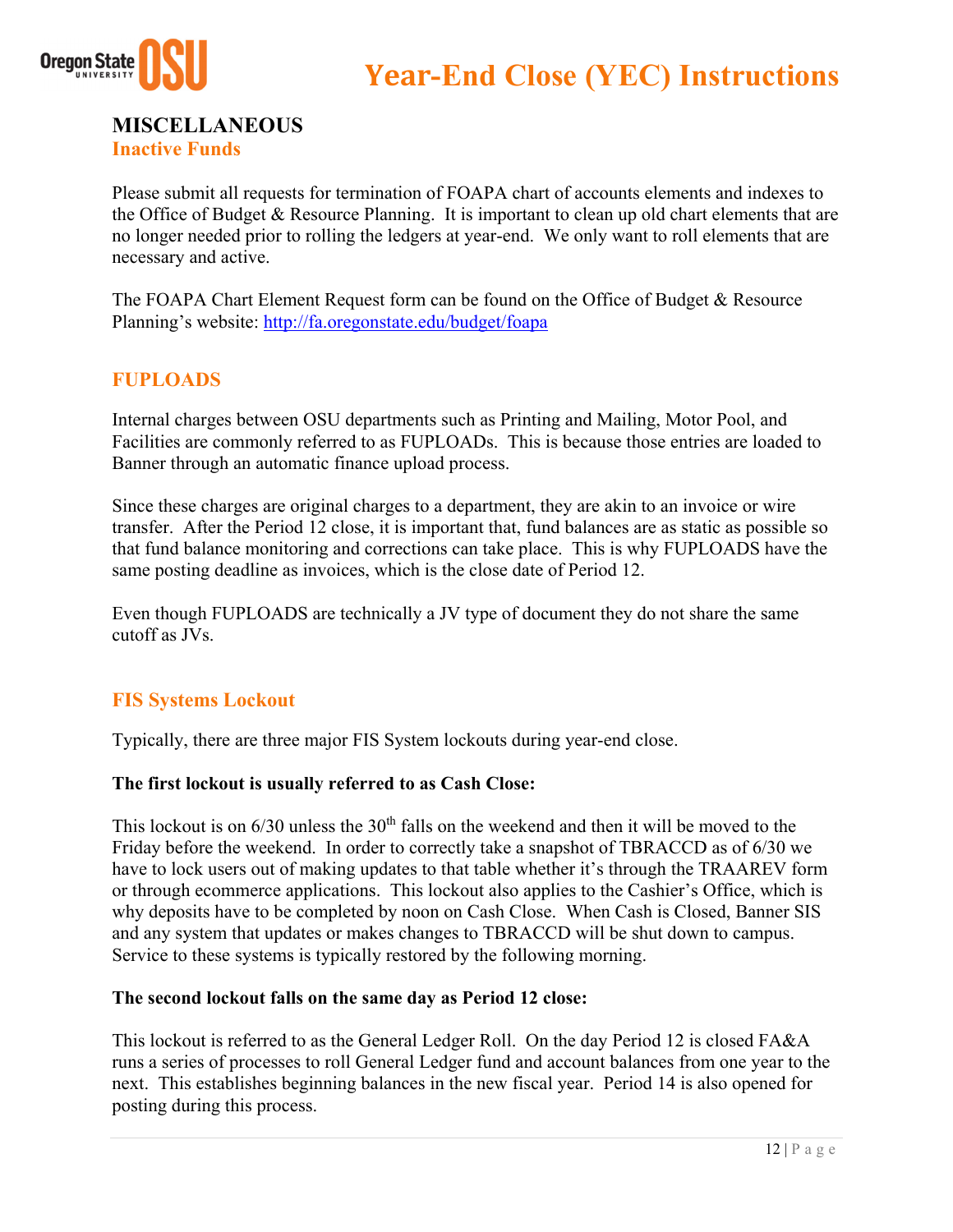## MISCELLANEOUS

### Inactive Funds

Please submit all requests for termination of FOAPA chart of accounts elements and indexes to the Office of Budget & Resource Planning. It is important to clean up old chart elements that are no longer needed prior to rolling the ledgers at year-end. We only want to roll elements that are necessary and active.

The FOAPA Chart Element Request form can be found on the Office of Budget & Resource Planning's website: http://fa.oregonstate.edu/budget/foapa

### FUPLOADS

Internal charges between OSU departments such as Printing and Mailing, Motor Pool, and Facilities are commonly referred to as FUPLOADs. This is because those entries are loaded to Banner through an automatic finance upload process.

Since these charges are original charges to a department, they are akin to an invoice or wire transfer. After the Period 12 close, it is important that, fund balances are as static as possible so that fund balance monitoring and corrections can take place. This is why FUPLOADS have the same posting deadline as invoices, which is the close date of Period 12.

Even though FUPLOADS are technically a JV type of document they do not share the same cutoff as JVs.

### FIS Systems Lockout

Typically, there are three major FIS System lockouts during year-end close.

**The first lockout is usually referred to as Cash Close:**

This lockout is on 6/30 unless the 30th falls on the weekend and then it will be moved to the Friday before the weekend. In order to correctly take a snapshot of TBRACCD as of 6/30 we have to lock users out of making updates to that table whether it's through the TRAAREV form or through ecommerce applications. This lockout also applies to the Cashier's Office, which is why deposits have to be completed by noon on Cash Close. When Cash is Closed, Banner SIS and any system that updates or makes changes to TBRACCD will be shut down to campus. Service to these systems is typically restored by the following morning.

**The second lockout falls on the same day as Period 12 close:**

This lockout is referred to as the General Ledger Roll. On the day Period 12 is closed FA&A runs a series of processes to roll General Ledger fund and account balances from one year to the next. This establishes beginning balances in the new fiscal year. Period 14 is also opened for posting during this process.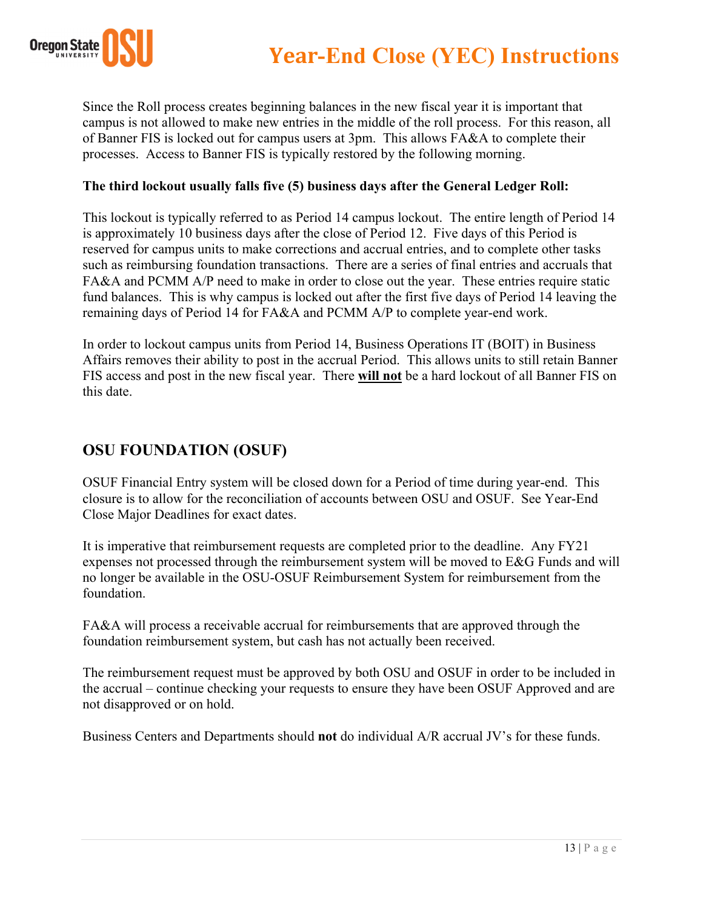Since the Roll process creates beginning balances in the new fiscal year it is important that campus is not allowed to make new entries in the middle of the roll process. For this reason, all of Banner FIS is locked out for campus users at 3pm. This allows FA&A to complete their processes. Access to Banner FIS is typically restored by the following morning.

**The third lockout usually falls five (5) business days after the General Ledger Roll:**

This lockout is typically referred to as Period 14 campus lockout. The entire length of Period 14 is approximately 10 business days after the close of Period 12. Five days of this Period is reserved for campus units to make corrections and accrual entries, and to complete other tasks such as reimbursing foundation transactions. There are a series of final entries and accruals that FA&A and PCMM A/P need to make in order to close out the year. These entries require static fund balances. This is why campus is locked out after the first five days of Period 14 leaving the remaining days of Period 14 for FA&A and PCMM A/P to complete year-end work.

In order to lockout campus units from Period 14, Business Operations IT (BOIT) in Business Affairs removes their ability to post in the accrual Period. This allows units to still retain Banner FIS access and post in the new fiscal year. There **will not** be a hard lockout of all Banner FIS on this date.

## OSU FOUNDATION (OSUF)

OSUF Financial Entry system will be closed down for a Period of time during year-end. This closure is to allow for the reconciliation of accounts between OSU and OSUF. See Year-End Close Major Deadlines for exact dates.

It is imperative that reimbursement requests are completed prior to the deadline. Any FY21 expenses not processed through the reimbursement system will be moved to E&G Funds and will no longer be available in the OSU-OSUF Reimbursement System for reimbursement from the foundation.

FA&A will process a receivable accrual for reimbursements that are approved through the foundation reimbursement system, but cash has not actually been received.

The reimbursement request must be approved by both OSU and OSUF in order to be included in the accrual – continue checking your requests to ensure they have been OSUF Approved and are not disapproved or on hold.

Business Centers and Departments should **not** do individual A/R accrual JV's for these funds.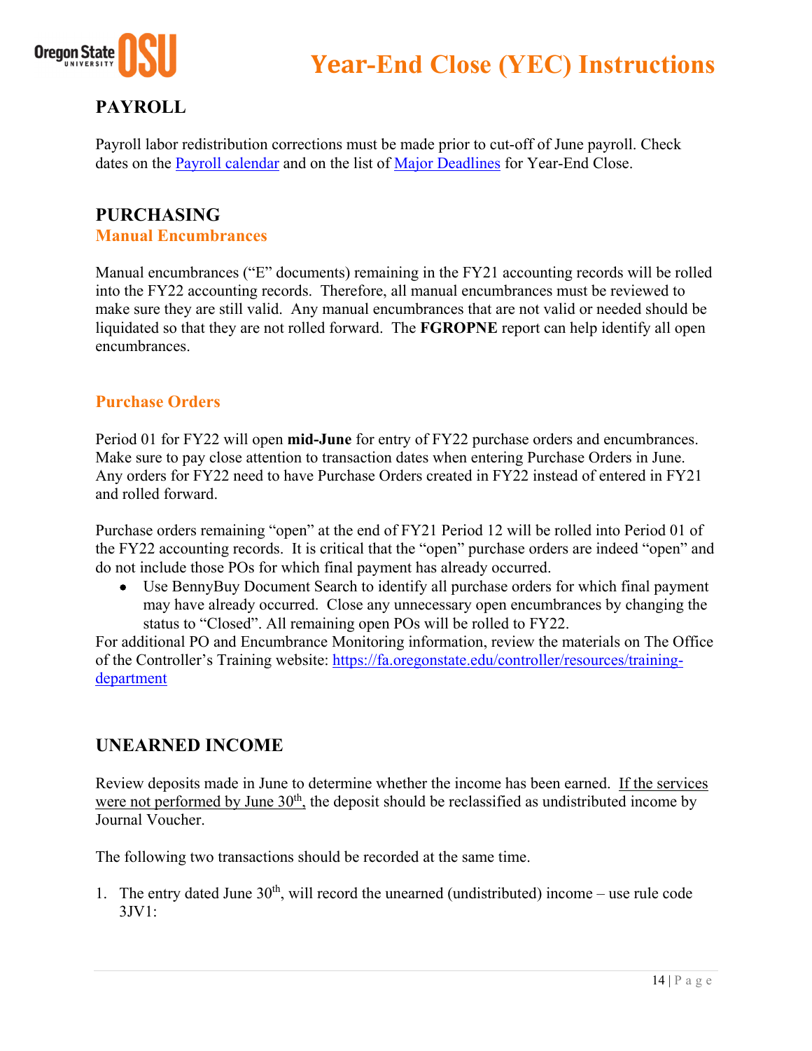## PAYROLL

Payroll labor redistribution corrections must be made prior to cut-off of June payroll. Check dates on the [Payroll calendar] and on the list of [Major Deadlines] for Year-End Close.

## PURCHASING

### Manual Encumbrances

Manual encumbrances (“E” documents) remaining in the FY21 accounting records will be rolled into the FY22 accounting records. Therefore, all manual encumbrances must be reviewed to make sure they are still valid. Any manual encumbrances that are not valid or needed should be liquidated so that they are not rolled forward. The **FGROPNE** report can help identify all open encumbrances.

### Purchase Orders

Period 01 for FY22 will open **mid-June** for entry of FY22 purchase orders and encumbrances. Make sure to pay close attention to transaction dates when entering Purchase Orders in June. Any orders for FY22 need to have Purchase Orders created in FY22 instead of entered in FY21 and rolled forward.

Purchase orders remaining “open” at the end of FY21 Period 12 will be rolled into Period 01 of the FY22 accounting records. It is critical that the “open” purchase orders are indeed “open” and do not include those POs for which final payment has already occurred.

- Use BennyBuy Document Search to identify all purchase orders for which final payment may have already occurred. Close any unnecessary open encumbrances by changing the status to “Closed”. All remaining open POs will be rolled to FY22.

For additional PO and Encumbrance Monitoring information, review the materials on The Office of the Controller’s Training website: https://fa.oregonstate.edu/controller/resources/training-department

## UNEARNED INCOME

Review deposits made in June to determine whether the income has been earned. If the services were not performed by June 30th, the deposit should be reclassified as undistributed income by Journal Voucher.

The following two transactions should be recorded at the same time.

1. The entry dated June 30th, will record the unearned (undistributed) income – use rule code 3JV1: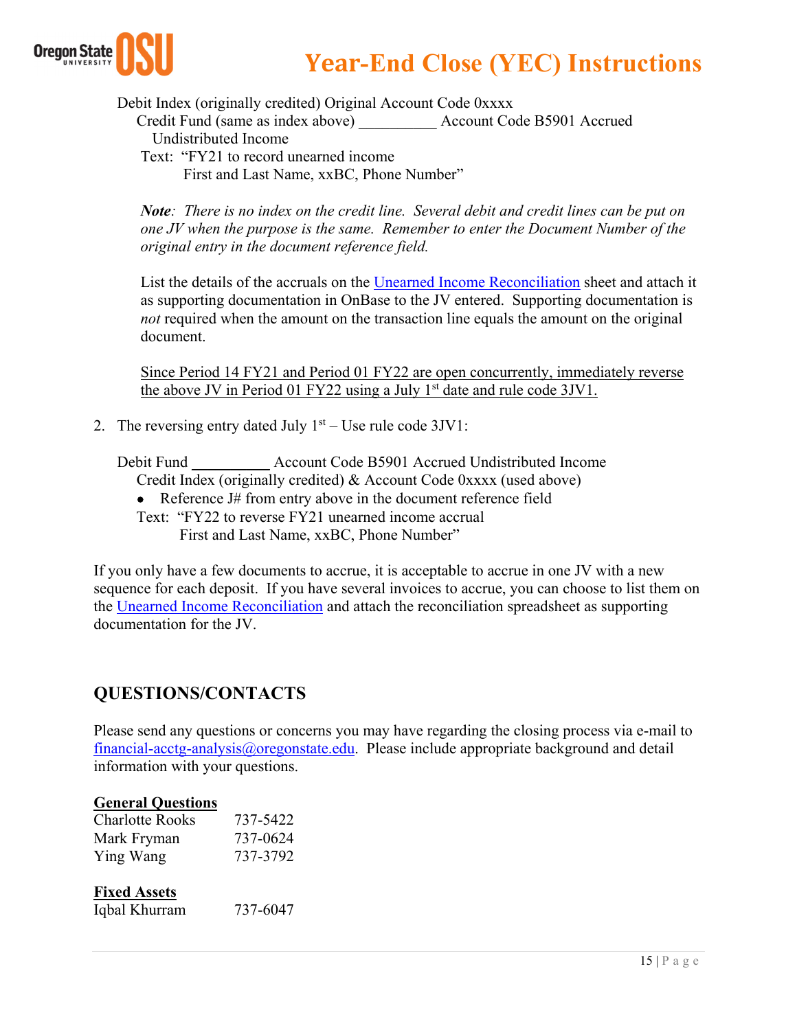Debit Index (originally credited) Original Account Code 0xxxx

Credit Fund (same as index above) __________ Account Code B5901 Accrued Undistributed Income

Text: "FY21 to record unearned income
First and Last Name, xxBC, Phone Number"

***Note**: There is no index on the credit line. Several debit and credit lines can be put on one JV when the purpose is the same. Remember to enter the Document Number of the original entry in the document reference field.*

List the details of the accruals on the Unearned Income Reconciliation sheet and attach it as supporting documentation in OnBase to the JV entered. Supporting documentation is *not* required when the amount on the transaction line equals the amount on the original document.

<u>Since Period 14 FY21 and Period 01 FY22 are open concurrently, immediately reverse the above JV in Period 01 FY22 using a July 1st date and rule code 3JV1.</u>

2. The reversing entry dated July 1st – Use rule code 3JV1:

Debit Fund __________ Account Code B5901 Accrued Undistributed Income

Credit Index (originally credited) & Account Code 0xxxx (used above)

- Reference J# from entry above in the document reference field

Text: "FY22 to reverse FY21 unearned income accrual
First and Last Name, xxBC, Phone Number"

If you only have a few documents to accrue, it is acceptable to accrue in one JV with a new sequence for each deposit. If you have several invoices to accrue, you can choose to list them on the Unearned Income Reconciliation and attach the reconciliation spreadsheet as supporting documentation for the JV.

## QUESTIONS/CONTACTS

Please send any questions or concerns you may have regarding the closing process via e-mail to financial-acctg-analysis@oregonstate.edu. Please include appropriate background and detail information with your questions.

**<u>General Questions</u>**

| | |
|---|---|
| Charlotte Rooks | 737-5422 |
| Mark Fryman | 737-0624 |
| Ying Wang | 737-3792 |

**<u>Fixed Assets</u>**

| | |
|---|---|
| Iqbal Khurram | 737-6047 |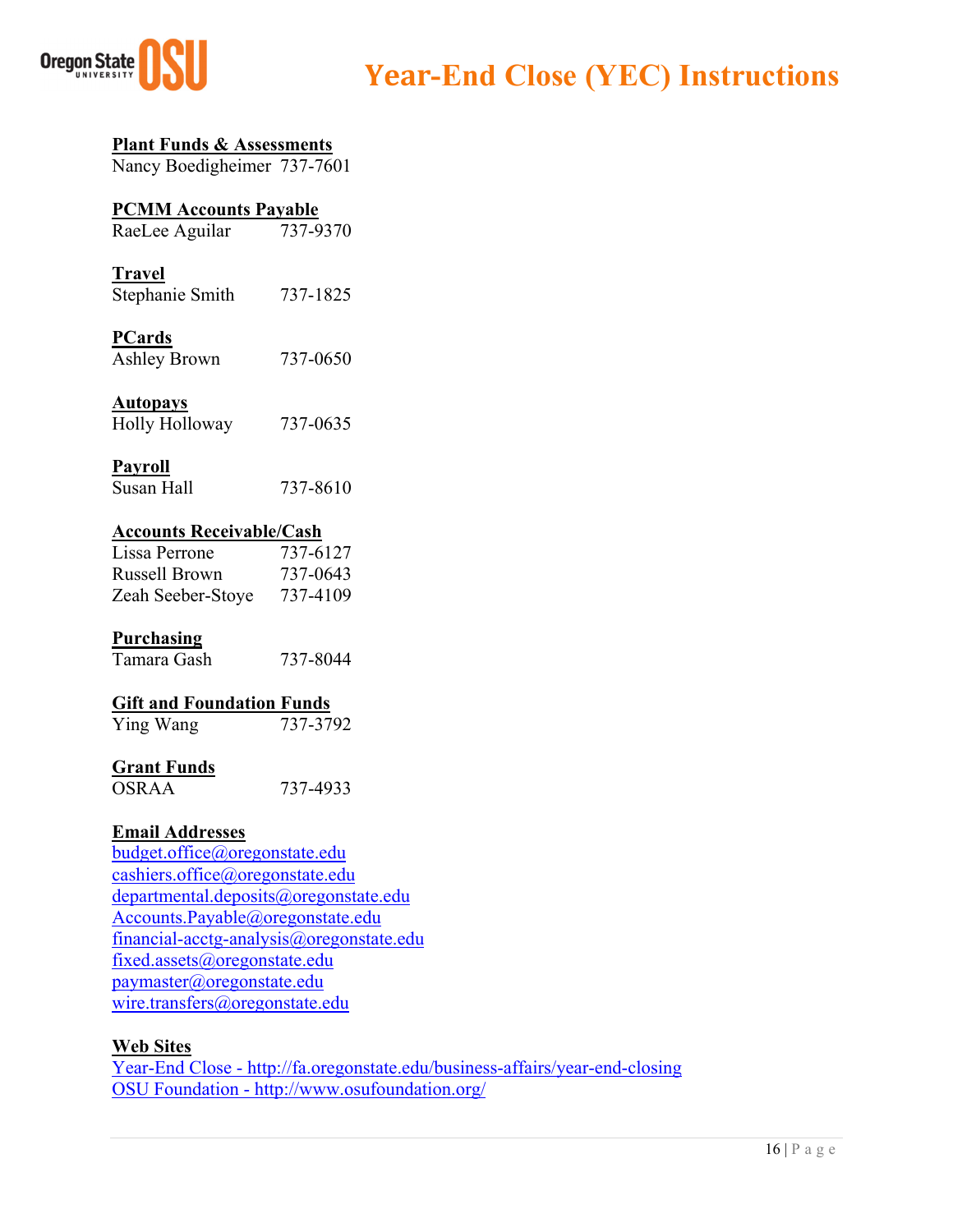**Plant Funds & Assessments**
Nancy Boedigheimer 737-7601

**PCMM Accounts Payable**
RaeLee Aguilar 737-9370

**Travel**
Stephanie Smith 737-1825

**PCards**
Ashley Brown 737-0650

**Autopays**
Holly Holloway 737-0635

**Payroll**
Susan Hall 737-8610

**Accounts Receivable/Cash**
Lissa Perrone 737-6127
Russell Brown 737-0643
Zeah Seeber-Stoye 737-4109

**Purchasing**
Tamara Gash 737-8044

**Gift and Foundation Funds**
Ying Wang 737-3792

**Grant Funds**
OSRAA 737-4933

**Email Addresses**
budget.office@oregonstate.edu
cashiers.office@oregonstate.edu
departmental.deposits@oregonstate.edu
Accounts.Payable@oregonstate.edu
financial-acctg-analysis@oregonstate.edu
fixed.assets@oregonstate.edu
paymaster@oregonstate.edu
wire.transfers@oregonstate.edu

**Web Sites**
Year-End Close - http://fa.oregonstate.edu/business-affairs/year-end-closing
OSU Foundation - http://www.osufoundation.org/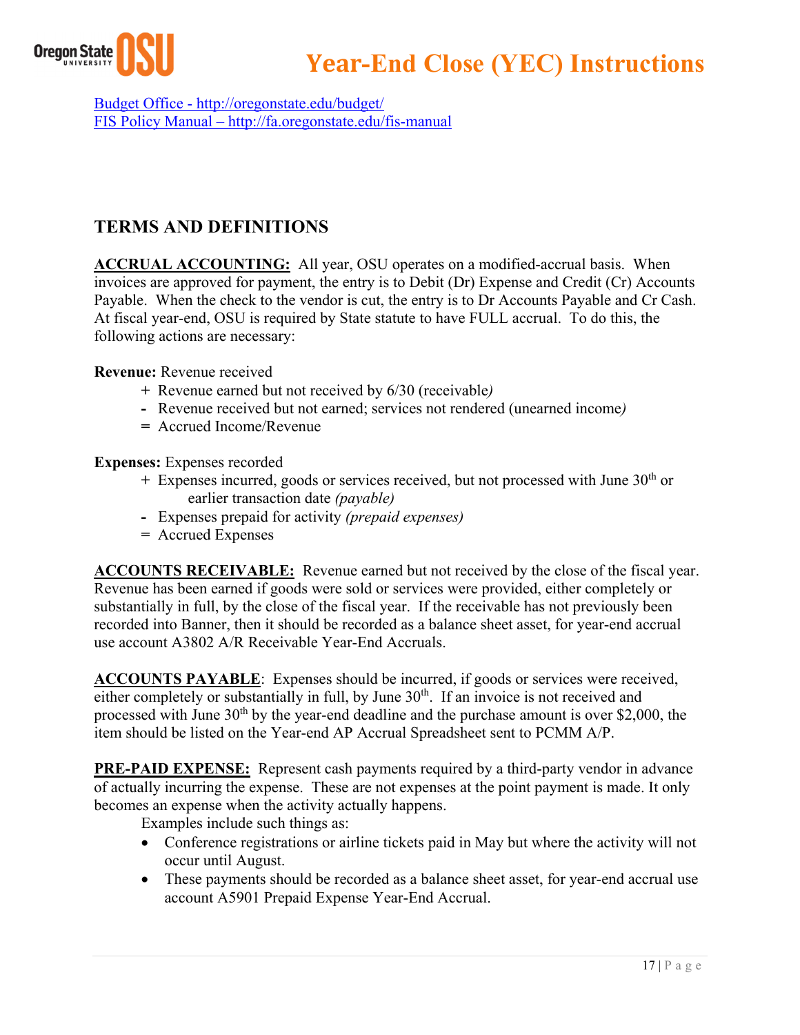[Budget Office - http://oregonstate.edu/budget/](http://oregonstate.edu/budget/)
[FIS Policy Manual – http://fa.oregonstate.edu/fis-manual](http://fa.oregonstate.edu/fis-manual)

## TERMS AND DEFINITIONS

**ACCRUAL ACCOUNTING:** All year, OSU operates on a modified-accrual basis. When invoices are approved for payment, the entry is to Debit (Dr) Expense and Credit (Cr) Accounts Payable. When the check to the vendor is cut, the entry is to Dr Accounts Payable and Cr Cash. At fiscal year-end, OSU is required by State statute to have FULL accrual. To do this, the following actions are necessary:

**Revenue:** Revenue received

- \+ Revenue earned but not received by 6/30 (receivable*)*
- \- Revenue received but not earned; services not rendered (unearned income*)*
- = Accrued Income/Revenue

**Expenses:** Expenses recorded

- \+ Expenses incurred, goods or services received, but not processed with June 30th or earlier transaction date *(payable)*
- \- Expenses prepaid for activity *(prepaid expenses)*
- = Accrued Expenses

**ACCOUNTS RECEIVABLE:** Revenue earned but not received by the close of the fiscal year. Revenue has been earned if goods were sold or services were provided, either completely or substantially in full, by the close of the fiscal year. If the receivable has not previously been recorded into Banner, then it should be recorded as a balance sheet asset, for year-end accrual use account A3802 A/R Receivable Year-End Accruals.

**ACCOUNTS PAYABLE**: Expenses should be incurred, if goods or services were received, either completely or substantially in full, by June 30th. If an invoice is not received and processed with June 30th by the year-end deadline and the purchase amount is over $2,000, the item should be listed on the Year-end AP Accrual Spreadsheet sent to PCMM A/P.

**PRE-PAID EXPENSE:** Represent cash payments required by a third-party vendor in advance of actually incurring the expense. These are not expenses at the point payment is made. It only becomes an expense when the activity actually happens.

Examples include such things as:

- Conference registrations or airline tickets paid in May but where the activity will not occur until August.
- These payments should be recorded as a balance sheet asset, for year-end accrual use account A5901 Prepaid Expense Year-End Accrual.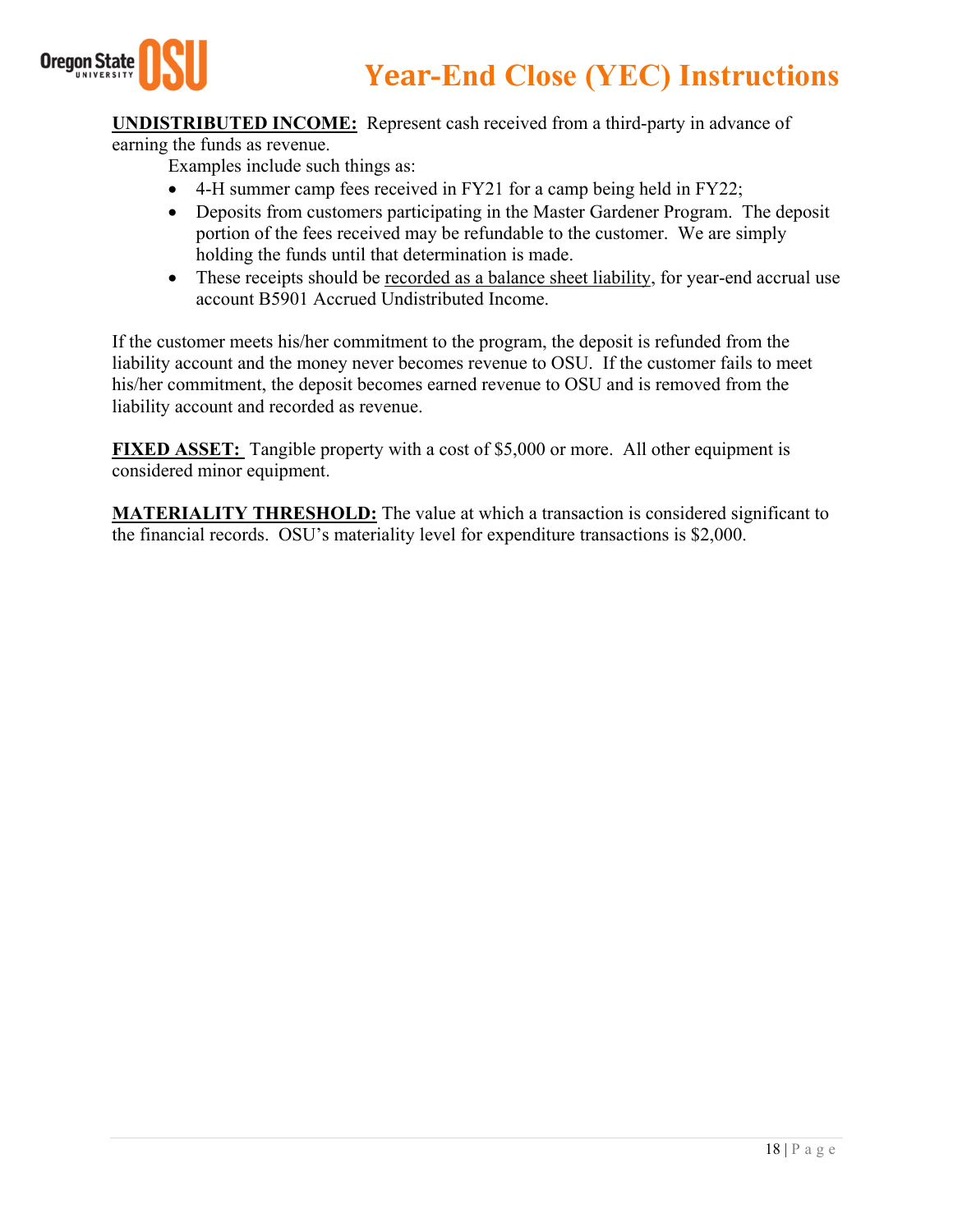**UNDISTRIBUTED INCOME:** Represent cash received from a third-party in advance of earning the funds as revenue.

Examples include such things as:

- 4-H summer camp fees received in FY21 for a camp being held in FY22;
- Deposits from customers participating in the Master Gardener Program. The deposit portion of the fees received may be refundable to the customer. We are simply holding the funds until that determination is made.
- These receipts should be recorded as a balance sheet liability, for year-end accrual use account B5901 Accrued Undistributed Income.

If the customer meets his/her commitment to the program, the deposit is refunded from the liability account and the money never becomes revenue to OSU. If the customer fails to meet his/her commitment, the deposit becomes earned revenue to OSU and is removed from the liability account and recorded as revenue.

**FIXED ASSET:** Tangible property with a cost of $5,000 or more. All other equipment is considered minor equipment.

**MATERIALITY THRESHOLD:** The value at which a transaction is considered significant to the financial records. OSU's materiality level for expenditure transactions is $2,000.